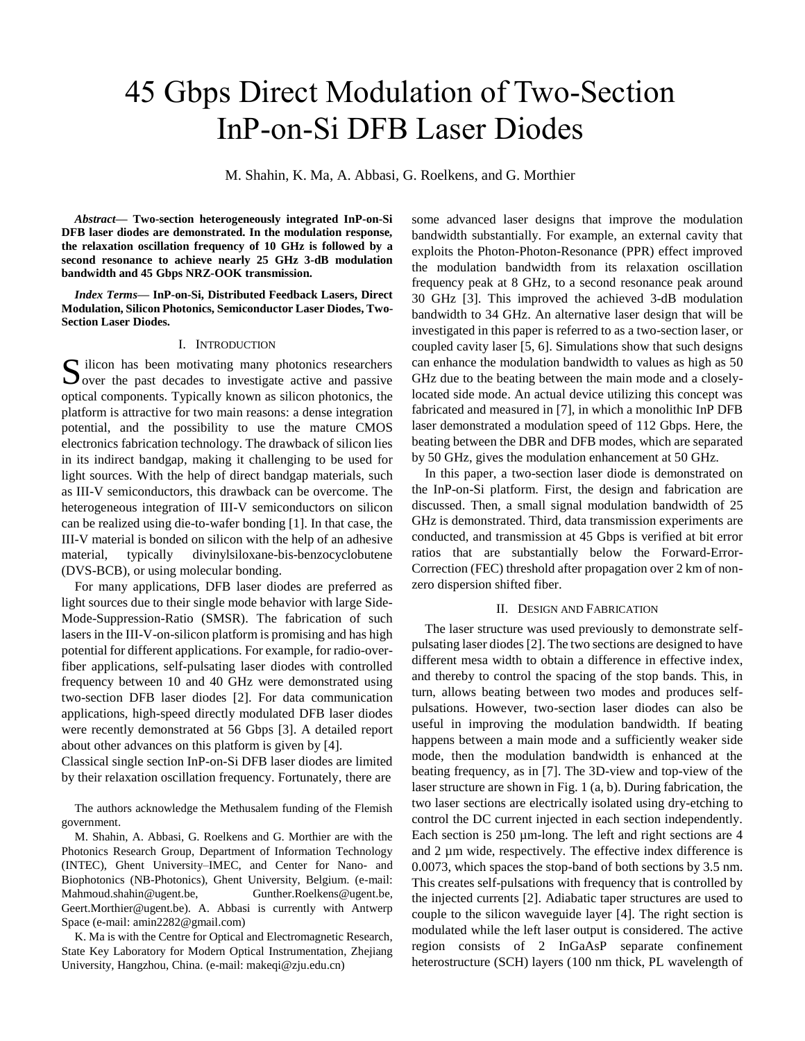# 45 Gbps Direct Modulation of Two-Section InP-on-Si DFB Laser Diodes

M. Shahin, K. Ma, A. Abbasi, G. Roelkens, and G. Morthier

***Abstract*— Two-section heterogeneously integrated InP-on-Si DFB laser diodes are demonstrated. In the modulation response, the relaxation oscillation frequency of 10 GHz is followed by a second resonance to achieve nearly 25 GHz 3-dB modulation bandwidth and 45 Gbps NRZ-OOK transmission.**

***Index Terms*— InP-on-Si, Distributed Feedback Lasers, Direct Modulation, Silicon Photonics, Semiconductor Laser Diodes, Two-Section Laser Diodes.**

## I. Introduction

Silicon has been motivating many photonics researchers over the past decades to investigate active and passive optical components. Typically known as silicon photonics, the platform is attractive for two main reasons: a dense integration potential, and the possibility to use the mature CMOS electronics fabrication technology. The drawback of silicon lies in its indirect bandgap, making it challenging to be used for light sources. With the help of direct bandgap materials, such as III-V semiconductors, this drawback can be overcome. The heterogeneous integration of III-V semiconductors on silicon can be realized using die-to-wafer bonding [1]. In that case, the III-V material is bonded on silicon with the help of an adhesive material, typically divinylsiloxane-bis-benzocyclobutene (DVS-BCB), or using molecular bonding.

For many applications, DFB laser diodes are preferred as light sources due to their single mode behavior with large Side-Mode-Suppression-Ratio (SMSR). The fabrication of such lasers in the III-V-on-silicon platform is promising and has high potential for different applications. For example, for radio-over-fiber applications, self-pulsating laser diodes with controlled frequency between 10 and 40 GHz were demonstrated using two-section DFB laser diodes [2]. For data communication applications, high-speed directly modulated DFB laser diodes were recently demonstrated at 56 Gbps [3]. A detailed report about other advances on this platform is given by [4].

Classical single section InP-on-Si DFB laser diodes are limited by their relaxation oscillation frequency. Fortunately, there are some advanced laser designs that improve the modulation bandwidth substantially. For example, an external cavity that exploits the Photon-Photon-Resonance (PPR) effect improved the modulation bandwidth from its relaxation oscillation frequency peak at 8 GHz, to a second resonance peak around 30 GHz [3]. This improved the achieved 3-dB modulation bandwidth to 34 GHz. An alternative laser design that will be investigated in this paper is referred to as a two-section laser, or coupled cavity laser [5, 6]. Simulations show that such designs can enhance the modulation bandwidth to values as high as 50 GHz due to the beating between the main mode and a closely-located side mode. An actual device utilizing this concept was fabricated and measured in [7], in which a monolithic InP DFB laser demonstrated a modulation speed of 112 Gbps. Here, the beating between the DBR and DFB modes, which are separated by 50 GHz, gives the modulation enhancement at 50 GHz.

In this paper, a two-section laser diode is demonstrated on the InP-on-Si platform. First, the design and fabrication are discussed. Then, a small signal modulation bandwidth of 25 GHz is demonstrated. Third, data transmission experiments are conducted, and transmission at 45 Gbps is verified at bit error ratios that are substantially below the Forward-Error-Correction (FEC) threshold after propagation over 2 km of non-zero dispersion shifted fiber.

## II. Design and Fabrication

The laser structure was used previously to demonstrate self-pulsating laser diodes [2]. The two sections are designed to have different mesa width to obtain a difference in effective index, and thereby to control the spacing of the stop bands. This, in turn, allows beating between two modes and produces self-pulsations. However, two-section laser diodes can also be useful in improving the modulation bandwidth. If beating happens between a main mode and a sufficiently weaker side mode, then the modulation bandwidth is enhanced at the beating frequency, as in [7]. The 3D-view and top-view of the laser structure are shown in Fig. 1 (a, b). During fabrication, the two laser sections are electrically isolated using dry-etching to control the DC current injected in each section independently. Each section is 250 µm-long. The left and right sections are 4 and 2 µm wide, respectively. The effective index difference is 0.0073, which spaces the stop-band of both sections by 3.5 nm. This creates self-pulsations with frequency that is controlled by the injected currents [2]. Adiabatic taper structures are used to couple to the silicon waveguide layer [4]. The right section is modulated while the left laser output is considered. The active region consists of 2 InGaAsP separate confinement heterostructure (SCH) layers (100 nm thick, PL wavelength of

The authors acknowledge the Methusalem funding of the Flemish government.

M. Shahin, A. Abbasi, G. Roelkens and G. Morthier are with the Photonics Research Group, Department of Information Technology (INTEC), Ghent University–IMEC, and Center for Nano- and Biophotonics (NB-Photonics), Ghent University, Belgium. (e-mail: Mahmoud.shahin@ugent.be, Gunther.Roelkens@ugent.be, Geert.Morthier@ugent.be). A. Abbasi is currently with Antwerp Space (e-mail: amin2282@gmail.com)

K. Ma is with the Centre for Optical and Electromagnetic Research, State Key Laboratory for Modern Optical Instrumentation, Zhejiang University, Hangzhou, China. (e-mail: makeqi@zju.edu.cn)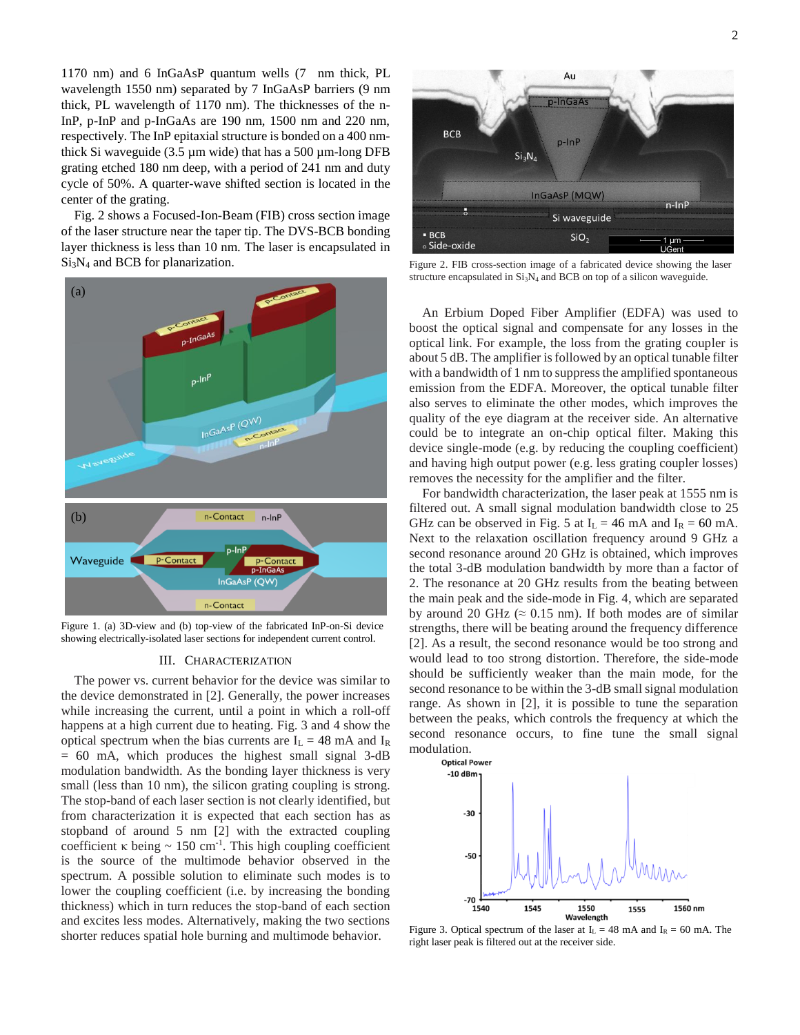1170 nm) and 6 InGaAsP quantum wells (7 nm thick, PL wavelength 1550 nm) separated by 7 InGaAsP barriers (9 nm thick, PL wavelength of 1170 nm). The thicknesses of the n-InP, p-InP and p-InGaAs are 190 nm, 1500 nm and 220 nm, respectively. The InP epitaxial structure is bonded on a 400 nm-thick Si waveguide (3.5 µm wide) that has a 500 µm-long DFB grating etched 180 nm deep, with a period of 241 nm and duty cycle of 50%. A quarter-wave shifted section is located in the center of the grating.

Fig. 2 shows a Focused-Ion-Beam (FIB) cross section image of the laser structure near the taper tip. The DVS-BCB bonding layer thickness is less than 10 nm. The laser is encapsulated in $Si_3N_4$ and BCB for planarization.

Figure 1. (a) 3D-view and (b) top-view of the fabricated InP-on-Si device showing electrically-isolated laser sections for independent current control.

## III. Characterization

The power vs. current behavior for the device was similar to the device demonstrated in [2]. Generally, the power increases while increasing the current, until a point in which a roll-off happens at a high current due to heating. Fig. 3 and 4 show the optical spectrum when the bias currents are $I_L$ = 48 mA and $I_R$ = 60 mA, which produces the highest small signal 3-dB modulation bandwidth. As the bonding layer thickness is very small (less than 10 nm), the silicon grating coupling is strong. The stop-band of each laser section is not clearly identified, but from characterization it is expected that each section has as stopband of around 5 nm [2] with the extracted coupling coefficient κ being ~ 150 $cm^{-1}$. This high coupling coefficient is the source of the multimode behavior observed in the spectrum. A possible solution to eliminate such modes is to lower the coupling coefficient (i.e. by increasing the bonding thickness) which in turn reduces the stop-band of each section and excites less modes. Alternatively, making the two sections shorter reduces spatial hole burning and multimode behavior.

Figure 2. FIB cross-section image of a fabricated device showing the laser structure encapsulated in $Si_3N_4$ and BCB on top of a silicon waveguide.

An Erbium Doped Fiber Amplifier (EDFA) was used to boost the optical signal and compensate for any losses in the optical link. For example, the loss from the grating coupler is about 5 dB. The amplifier is followed by an optical tunable filter with a bandwidth of 1 nm to suppress the amplified spontaneous emission from the EDFA. Moreover, the optical tunable filter also serves to eliminate the other modes, which improves the quality of the eye diagram at the receiver side. An alternative could be to integrate an on-chip optical filter. Making this device single-mode (e.g. by reducing the coupling coefficient) and having high output power (e.g. less grating coupler losses) removes the necessity for the amplifier and the filter.

For bandwidth characterization, the laser peak at 1555 nm is filtered out. A small signal modulation bandwidth close to 25 GHz can be observed in Fig. 5 at $I_L$ = 46 mA and $I_R$ = 60 mA. Next to the relaxation oscillation frequency around 9 GHz a second resonance around 20 GHz is obtained, which improves the total 3-dB modulation bandwidth by more than a factor of 2. The resonance at 20 GHz results from the beating between the main peak and the side-mode in Fig. 4, which are separated by around 20 GHz (≈ 0.15 nm). If both modes are of similar strengths, there will be beating around the frequency difference [2]. As a result, the second resonance would be too strong and would lead to too strong distortion. Therefore, the side-mode should be sufficiently weaker than the main mode, for the second resonance to be within the 3-dB small signal modulation range. As shown in [2], it is possible to tune the separation between the peaks, which controls the frequency at which the second resonance occurs, to fine tune the small signal modulation.

Figure 3. Optical spectrum of the laser at $I_L$ = 48 mA and $I_R$ = 60 mA. The right laser peak is filtered out at the receiver side.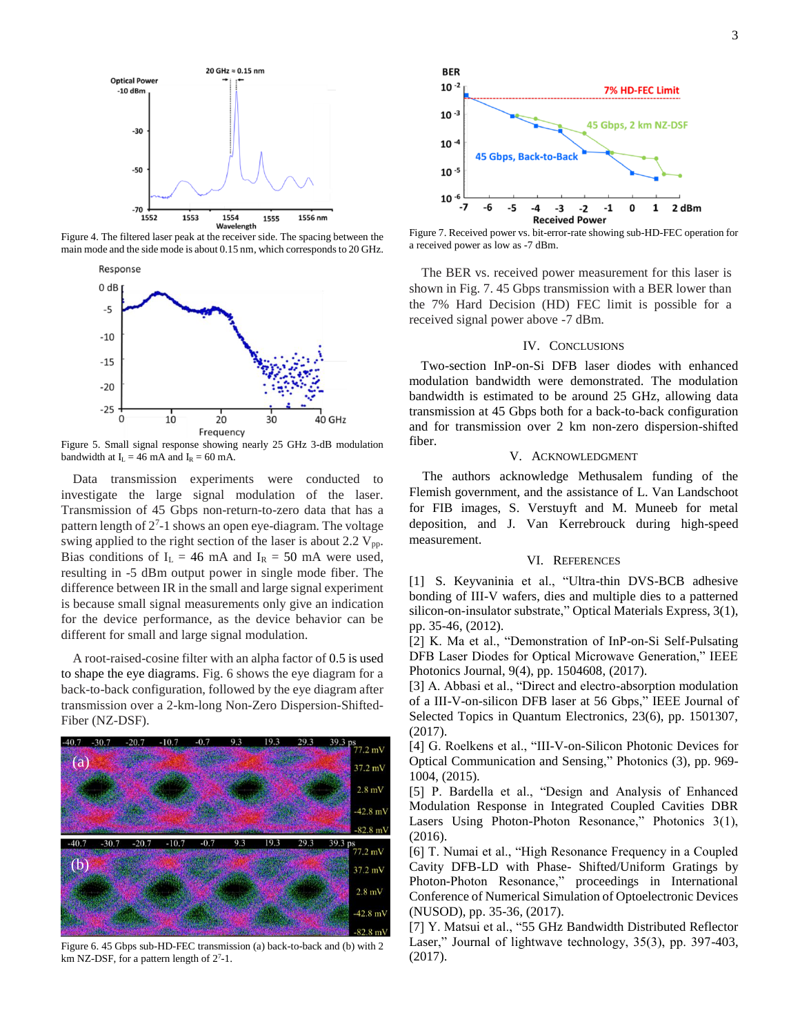20 GHz ≈ 0.15 nm

Optical Power
-10 dBm
-30
-50
-70
1552
1553
1554
1555
1556 nm
Wavelength

Figure 4. The filtered laser peak at the receiver side. The spacing between the main mode and the side mode is about 0.15 nm, which corresponds to 20 GHz.

Response
0 dB
-5
-10
-15
-20
-25
0
10
20
30
40 GHz
Frequency

Figure 5. Small signal response showing nearly 25 GHz 3-dB modulation bandwidth at $I_L$ = 46 mA and $I_R$ = 60 mA.

Data transmission experiments were conducted to investigate the large signal modulation of the laser. Transmission of 45 Gbps non-return-to-zero data that has a pattern length of $2^7$-1 shows an open eye-diagram. The voltage swing applied to the right section of the laser is about 2.2 $V_{pp}$. Bias conditions of $I_L$ = 46 mA and $I_R$ = 50 mA were used, resulting in -5 dBm output power in single mode fiber. The difference between IR in the small and large signal experiment is because small signal measurements only give an indication for the device performance, as the device behavior can be different for small and large signal modulation.

A root-raised-cosine filter with an alpha factor of 0.5 is used to shape the eye diagrams. Fig. 6 shows the eye diagram for a back-to-back configuration, followed by the eye diagram after transmission over a 2-km-long Non-Zero Dispersion-Shifted-Fiber (NZ-DSF).

(a)
-40.7 -30.7 -20.7 -10.7 -0.7 9.3 19.3 29.3 39.3 ps
77.2 mV
37.2 mV
2.8 mV
-42.8 mV
-82.8 mV

(b)
-40.7 -30.7 -20.7 -10.7 -0.7 9.3 19.3 29.3 39.3 ps
77.2 mV
37.2 mV
2.8 mV
-42.8 mV
-82.8 mV

Figure 6. 45 Gbps sub-HD-FEC transmission (a) back-to-back and (b) with 2 km NZ-DSF, for a pattern length of $2^7$-1.

BER
$10^{-2}$
$10^{-3}$
$10^{-4}$
$10^{-5}$
$10^{-6}$
7% HD-FEC Limit
45 Gbps, 2 km NZ-DSF
45 Gbps, Back-to-Back
-7 -6 -5 -4 -3 -2 -1 0 1 2 dBm
Received Power

Figure 7. Received power vs. bit-error-rate showing sub-HD-FEC operation for a received power as low as -7 dBm.

The BER vs. received power measurement for this laser is shown in Fig. 7. 45 Gbps transmission with a BER lower than the 7% Hard Decision (HD) FEC limit is possible for a received signal power above -7 dBm.

## IV. Conclusions

Two-section InP-on-Si DFB laser diodes with enhanced modulation bandwidth were demonstrated. The modulation bandwidth is estimated to be around 25 GHz, allowing data transmission at 45 Gbps both for a back-to-back configuration and for transmission over 2 km non-zero dispersion-shifted fiber.

## V. Acknowledgment

The authors acknowledge Methusalem funding of the Flemish government, and the assistance of L. Van Landschoot for FIB images, S. Verstuyft and M. Muneeb for metal deposition, and J. Van Kerrebrouck during high-speed measurement.

## VI. References

[1] S. Keyvaninia et al., "Ultra-thin DVS-BCB adhesive bonding of III-V wafers, dies and multiple dies to a patterned silicon-on-insulator substrate," Optical Materials Express, 3(1), pp. 35-46, (2012).

[2] K. Ma et al., "Demonstration of InP-on-Si Self-Pulsating DFB Laser Diodes for Optical Microwave Generation," IEEE Photonics Journal, 9(4), pp. 1504608, (2017).

[3] A. Abbasi et al., "Direct and electro-absorption modulation of a III-V-on-silicon DFB laser at 56 Gbps," IEEE Journal of Selected Topics in Quantum Electronics, 23(6), pp. 1501307, (2017).

[4] G. Roelkens et al., "III-V-on-Silicon Photonic Devices for Optical Communication and Sensing," Photonics (3), pp. 969-1004, (2015).

[5] P. Bardella et al., "Design and Analysis of Enhanced Modulation Response in Integrated Coupled Cavities DBR Lasers Using Photon-Photon Resonance," Photonics 3(1), (2016).

[6] T. Numai et al., "High Resonance Frequency in a Coupled Cavity DFB-LD with Phase- Shifted/Uniform Gratings by Photon-Photon Resonance," proceedings in International Conference of Numerical Simulation of Optoelectronic Devices (NUSOD), pp. 35-36, (2017).

[7] Y. Matsui et al., "55 GHz Bandwidth Distributed Reflector Laser," Journal of lightwave technology, 35(3), pp. 397-403, (2017).